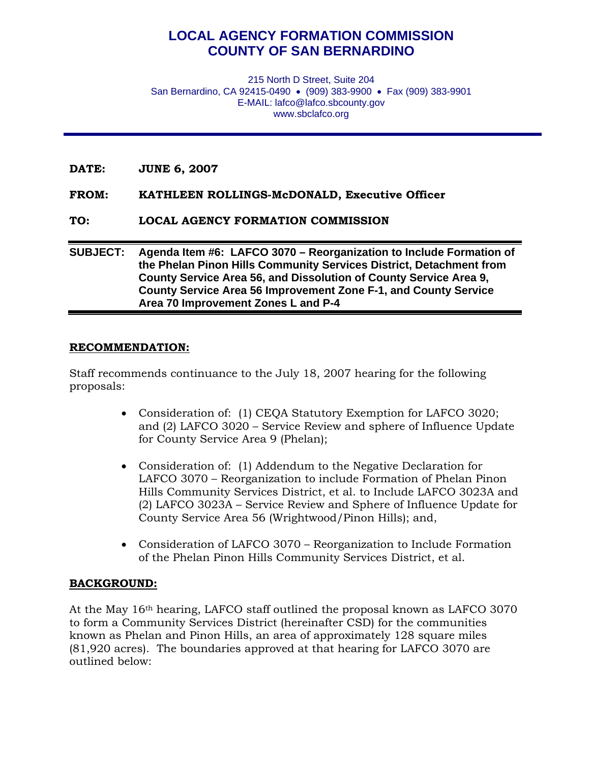# LOCAL AGENCY FORMATION COMMISSION
# COUNTY OF SAN BERNARDINO

215 North D Street, Suite 204
San Bernardino, CA 92415-0490 • (909) 383-9900 • Fax (909) 383-9901
E-MAIL: lafco@lafco.sbcounty.gov
www.sbclafco.org

---

**DATE:** **JUNE 6, 2007**

**FROM:** **KATHLEEN ROLLINGS-McDONALD, Executive Officer**

**TO:** **LOCAL AGENCY FORMATION COMMISSION**

---

**SUBJECT:** **Agenda Item #6: LAFCO 3070 – Reorganization to Include Formation of the Phelan Pinon Hills Community Services District, Detachment from County Service Area 56, and Dissolution of County Service Area 9, County Service Area 56 Improvement Zone F-1, and County Service Area 70 Improvement Zones L and P-4**

---

## RECOMMENDATION:

Staff recommends continuance to the July 18, 2007 hearing for the following proposals:

- Consideration of: (1) CEQA Statutory Exemption for LAFCO 3020; and (2) LAFCO 3020 – Service Review and sphere of Influence Update for County Service Area 9 (Phelan);

- Consideration of: (1) Addendum to the Negative Declaration for LAFCO 3070 – Reorganization to include Formation of Phelan Pinon Hills Community Services District, et al. to Include LAFCO 3023A and (2) LAFCO 3023A – Service Review and Sphere of Influence Update for County Service Area 56 (Wrightwood/Pinon Hills); and,

- Consideration of LAFCO 3070 – Reorganization to Include Formation of the Phelan Pinon Hills Community Services District, et al.

## BACKGROUND:

At the May 16th hearing, LAFCO staff outlined the proposal known as LAFCO 3070 to form a Community Services District (hereinafter CSD) for the communities known as Phelan and Pinon Hills, an area of approximately 128 square miles (81,920 acres). The boundaries approved at that hearing for LAFCO 3070 are outlined below: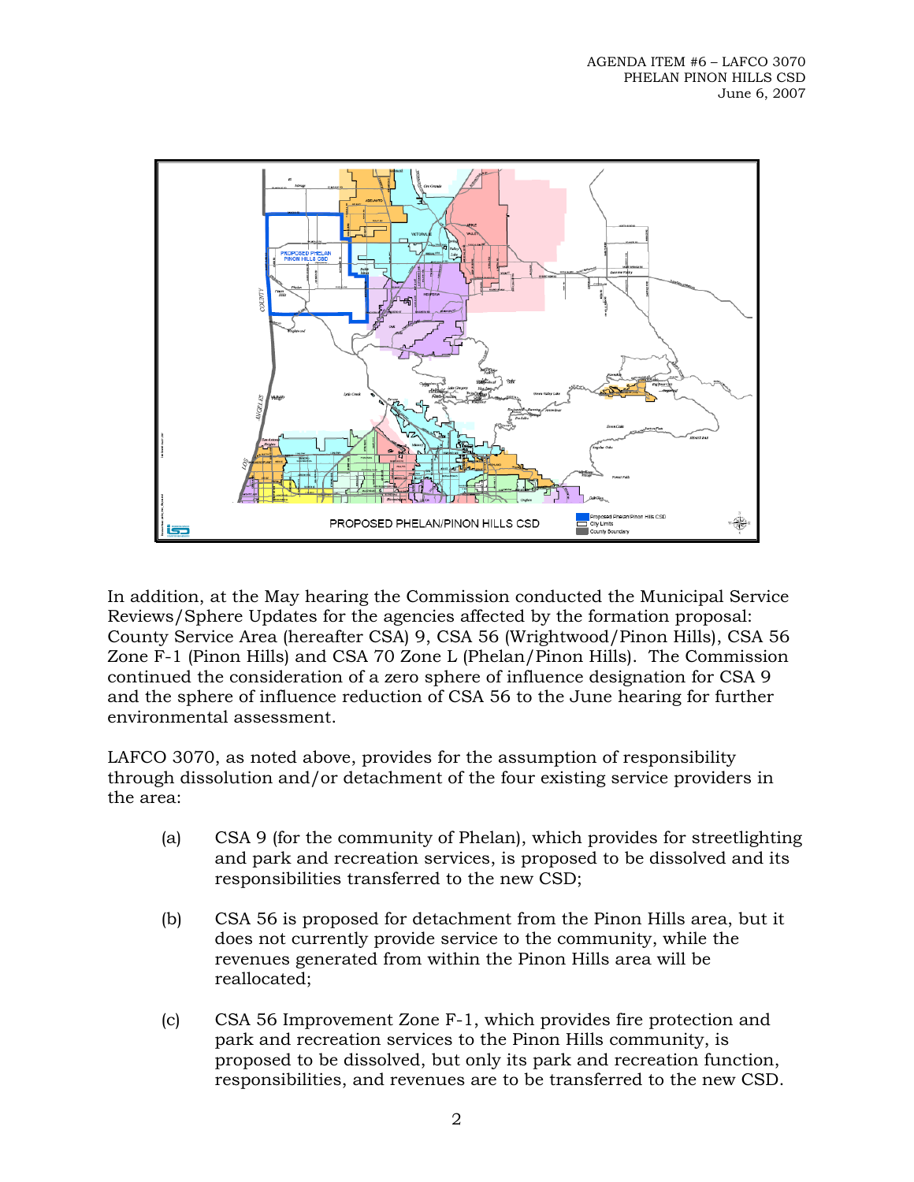In addition, at the May hearing the Commission conducted the Municipal Service Reviews/Sphere Updates for the agencies affected by the formation proposal: County Service Area (hereafter CSA) 9, CSA 56 (Wrightwood/Pinon Hills), CSA 56 Zone F-1 (Pinon Hills) and CSA 70 Zone L (Phelan/Pinon Hills). The Commission continued the consideration of a zero sphere of influence designation for CSA 9 and the sphere of influence reduction of CSA 56 to the June hearing for further environmental assessment.

LAFCO 3070, as noted above, provides for the assumption of responsibility through dissolution and/or detachment of the four existing service providers in the area:

(a) CSA 9 (for the community of Phelan), which provides for streetlighting and park and recreation services, is proposed to be dissolved and its responsibilities transferred to the new CSD;

(b) CSA 56 is proposed for detachment from the Pinon Hills area, but it does not currently provide service to the community, while the revenues generated from within the Pinon Hills area will be reallocated;

(c) CSA 56 Improvement Zone F-1, which provides fire protection and park and recreation services to the Pinon Hills community, is proposed to be dissolved, but only its park and recreation function, responsibilities, and revenues are to be transferred to the new CSD.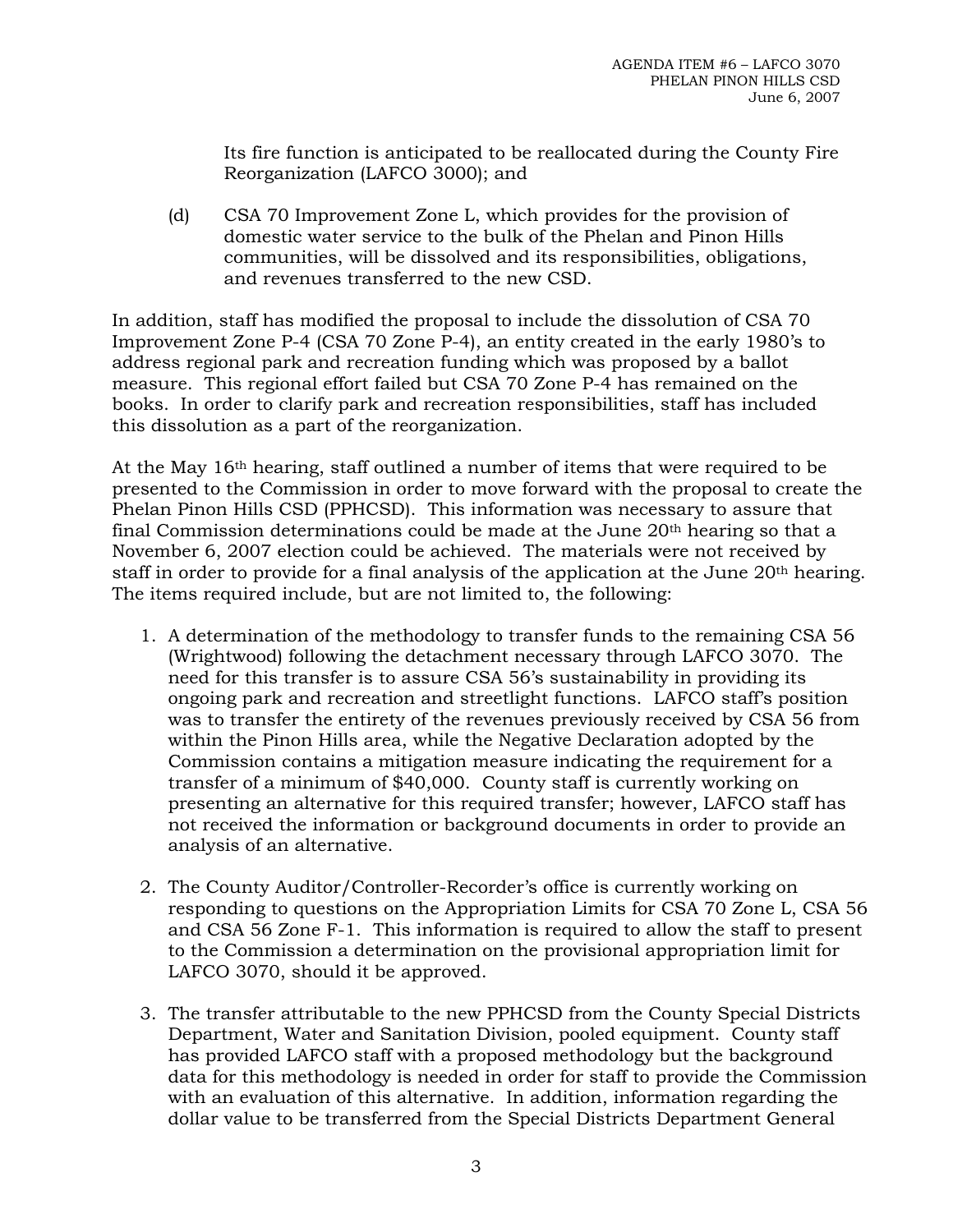Its fire function is anticipated to be reallocated during the County Fire Reorganization (LAFCO 3000); and

(d) CSA 70 Improvement Zone L, which provides for the provision of domestic water service to the bulk of the Phelan and Pinon Hills communities, will be dissolved and its responsibilities, obligations, and revenues transferred to the new CSD.

In addition, staff has modified the proposal to include the dissolution of CSA 70 Improvement Zone P-4 (CSA 70 Zone P-4), an entity created in the early 1980's to address regional park and recreation funding which was proposed by a ballot measure. This regional effort failed but CSA 70 Zone P-4 has remained on the books. In order to clarify park and recreation responsibilities, staff has included this dissolution as a part of the reorganization.

At the May 16th hearing, staff outlined a number of items that were required to be presented to the Commission in order to move forward with the proposal to create the Phelan Pinon Hills CSD (PPHCSD). This information was necessary to assure that final Commission determinations could be made at the June 20th hearing so that a November 6, 2007 election could be achieved. The materials were not received by staff in order to provide for a final analysis of the application at the June 20th hearing. The items required include, but are not limited to, the following:

1. A determination of the methodology to transfer funds to the remaining CSA 56 (Wrightwood) following the detachment necessary through LAFCO 3070. The need for this transfer is to assure CSA 56's sustainability in providing its ongoing park and recreation and streetlight functions. LAFCO staff's position was to transfer the entirety of the revenues previously received by CSA 56 from within the Pinon Hills area, while the Negative Declaration adopted by the Commission contains a mitigation measure indicating the requirement for a transfer of a minimum of $40,000. County staff is currently working on presenting an alternative for this required transfer; however, LAFCO staff has not received the information or background documents in order to provide an analysis of an alternative.

2. The County Auditor/Controller-Recorder's office is currently working on responding to questions on the Appropriation Limits for CSA 70 Zone L, CSA 56 and CSA 56 Zone F-1. This information is required to allow the staff to present to the Commission a determination on the provisional appropriation limit for LAFCO 3070, should it be approved.

3. The transfer attributable to the new PPHCSD from the County Special Districts Department, Water and Sanitation Division, pooled equipment. County staff has provided LAFCO staff with a proposed methodology but the background data for this methodology is needed in order for staff to provide the Commission with an evaluation of this alternative. In addition, information regarding the dollar value to be transferred from the Special Districts Department General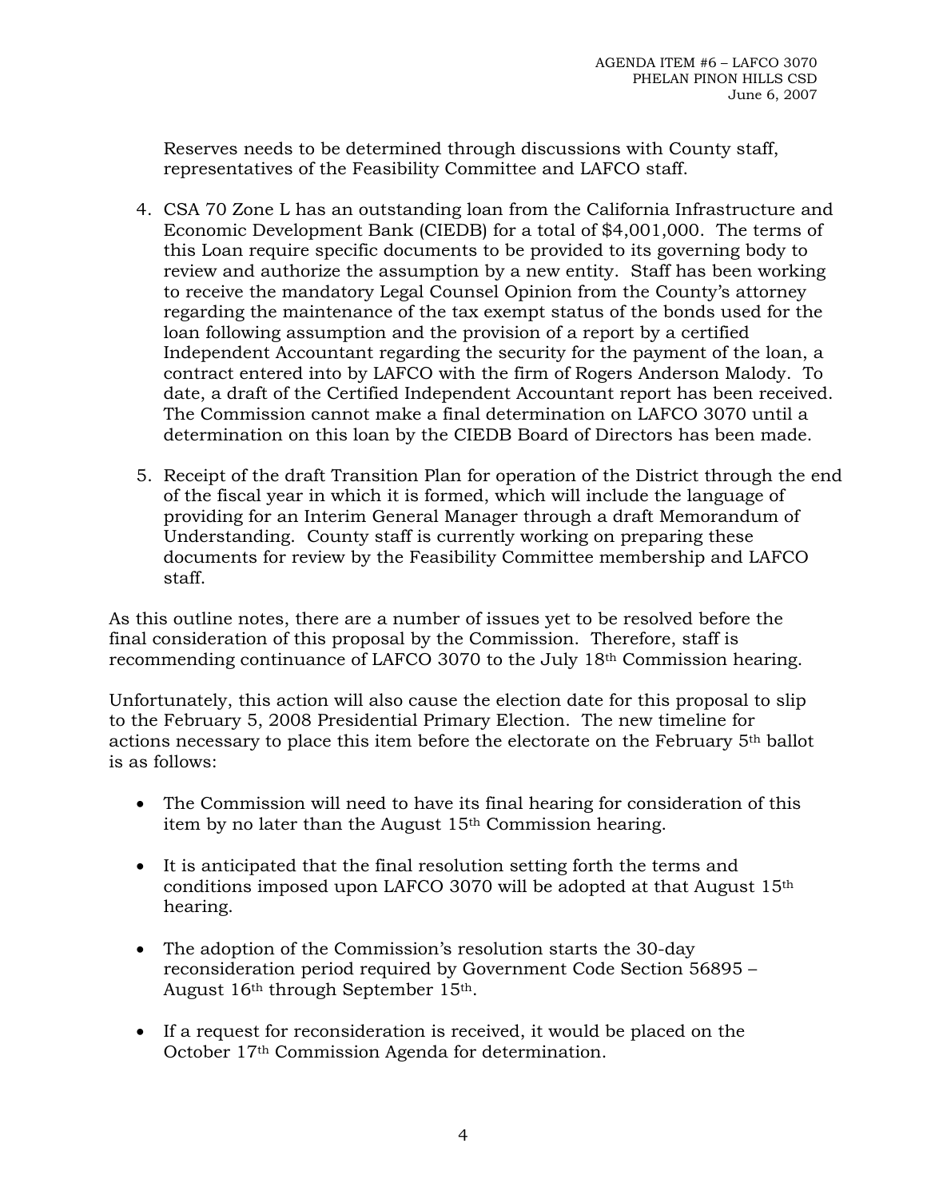Reserves needs to be determined through discussions with County staff, representatives of the Feasibility Committee and LAFCO staff.

4. CSA 70 Zone L has an outstanding loan from the California Infrastructure and Economic Development Bank (CIEDB) for a total of $4,001,000. The terms of this Loan require specific documents to be provided to its governing body to review and authorize the assumption by a new entity. Staff has been working to receive the mandatory Legal Counsel Opinion from the County's attorney regarding the maintenance of the tax exempt status of the bonds used for the loan following assumption and the provision of a report by a certified Independent Accountant regarding the security for the payment of the loan, a contract entered into by LAFCO with the firm of Rogers Anderson Malody. To date, a draft of the Certified Independent Accountant report has been received. The Commission cannot make a final determination on LAFCO 3070 until a determination on this loan by the CIEDB Board of Directors has been made.

5. Receipt of the draft Transition Plan for operation of the District through the end of the fiscal year in which it is formed, which will include the language of providing for an Interim General Manager through a draft Memorandum of Understanding. County staff is currently working on preparing these documents for review by the Feasibility Committee membership and LAFCO staff.

As this outline notes, there are a number of issues yet to be resolved before the final consideration of this proposal by the Commission. Therefore, staff is recommending continuance of LAFCO 3070 to the July 18th Commission hearing.

Unfortunately, this action will also cause the election date for this proposal to slip to the February 5, 2008 Presidential Primary Election. The new timeline for actions necessary to place this item before the electorate on the February 5th ballot is as follows:

- The Commission will need to have its final hearing for consideration of this item by no later than the August 15th Commission hearing.

- It is anticipated that the final resolution setting forth the terms and conditions imposed upon LAFCO 3070 will be adopted at that August 15th hearing.

- The adoption of the Commission's resolution starts the 30-day reconsideration period required by Government Code Section 56895 – August 16th through September 15th.

- If a request for reconsideration is received, it would be placed on the October 17th Commission Agenda for determination.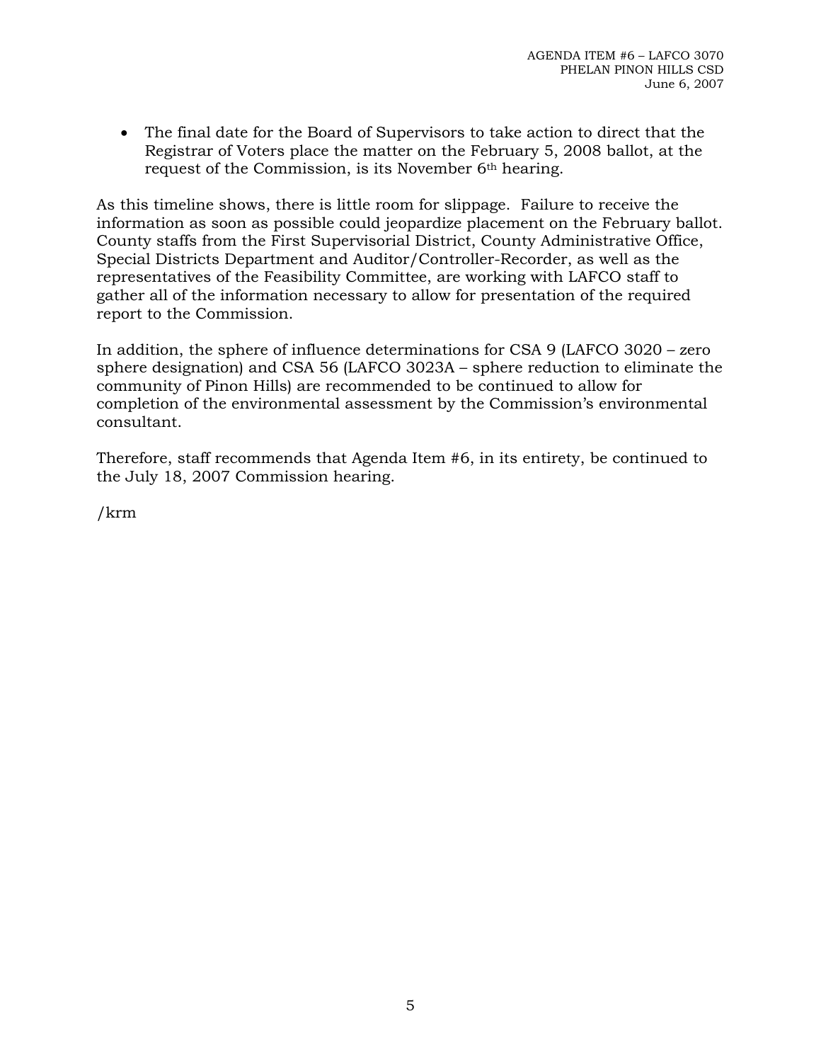- The final date for the Board of Supervisors to take action to direct that the Registrar of Voters place the matter on the February 5, 2008 ballot, at the request of the Commission, is its November 6th hearing.

As this timeline shows, there is little room for slippage. Failure to receive the information as soon as possible could jeopardize placement on the February ballot. County staffs from the First Supervisorial District, County Administrative Office, Special Districts Department and Auditor/Controller-Recorder, as well as the representatives of the Feasibility Committee, are working with LAFCO staff to gather all of the information necessary to allow for presentation of the required report to the Commission.

In addition, the sphere of influence determinations for CSA 9 (LAFCO 3020 – zero sphere designation) and CSA 56 (LAFCO 3023A – sphere reduction to eliminate the community of Pinon Hills) are recommended to be continued to allow for completion of the environmental assessment by the Commission's environmental consultant.

Therefore, staff recommends that Agenda Item #6, in its entirety, be continued to the July 18, 2007 Commission hearing.

/krm